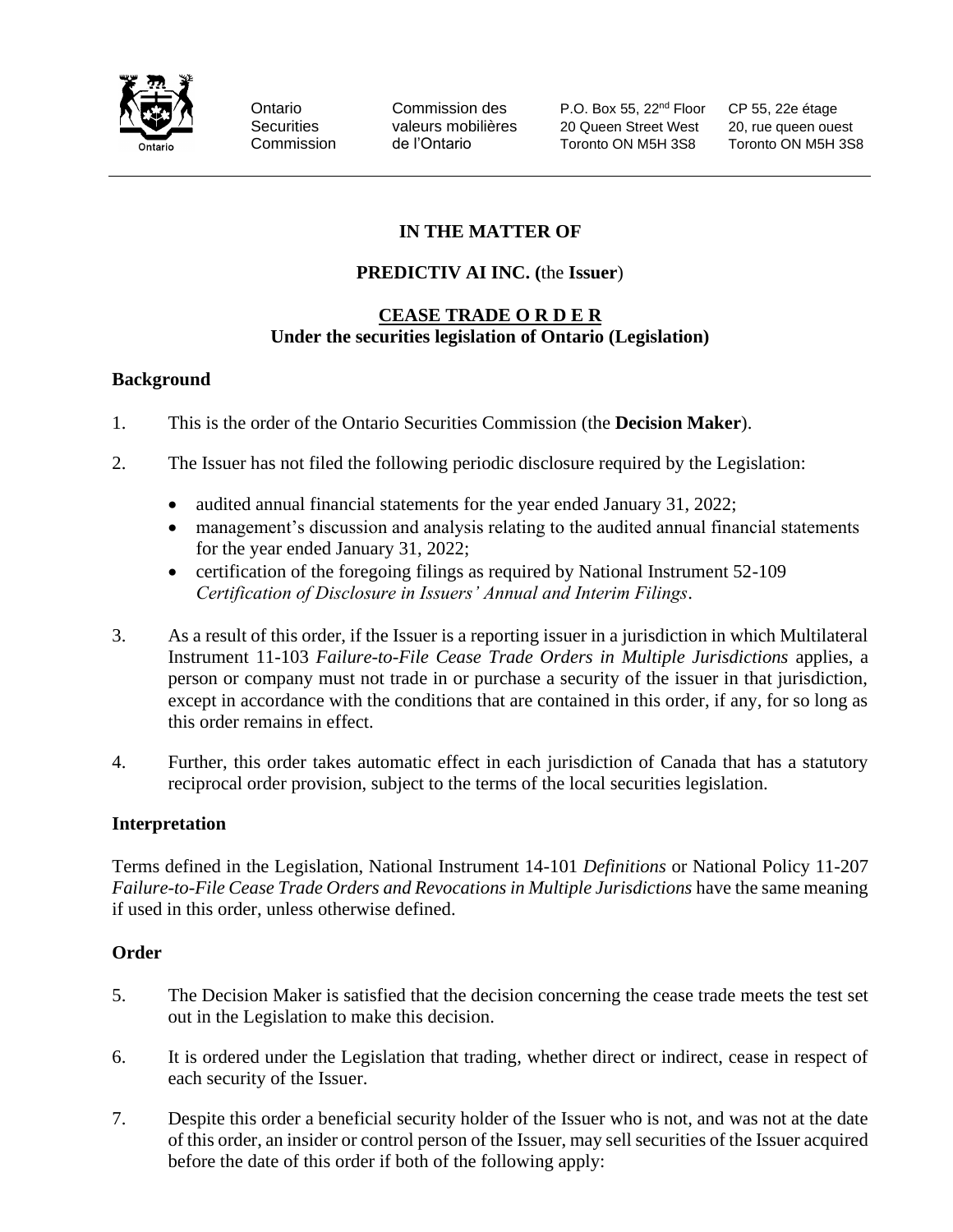Ontario Securities Commission | Commission des valeurs mobilières de l'Ontario | P.O. Box 55, 22nd Floor, 20 Queen Street West, Toronto ON M5H 3S8 | CP 55, 22e étage, 20, rue queen ouest, Toronto ON M5H 3S8

**IN THE MATTER OF**

**PREDICTIV AI INC. (**the **Issuer**)

**CEASE TRADE O R D E R**
**Under the securities legislation of Ontario (Legislation)**

## Background

1. This is the order of the Ontario Securities Commission (the **Decision Maker**).

2. The Issuer has not filed the following periodic disclosure required by the Legislation:

   - audited annual financial statements for the year ended January 31, 2022;
   - management's discussion and analysis relating to the audited annual financial statements for the year ended January 31, 2022;
   - certification of the foregoing filings as required by National Instrument 52-109 *Certification of Disclosure in Issuers' Annual and Interim Filings*.

3. As a result of this order, if the Issuer is a reporting issuer in a jurisdiction in which Multilateral Instrument 11-103 *Failure-to-File Cease Trade Orders in Multiple Jurisdictions* applies, a person or company must not trade in or purchase a security of the issuer in that jurisdiction, except in accordance with the conditions that are contained in this order, if any, for so long as this order remains in effect.

4. Further, this order takes automatic effect in each jurisdiction of Canada that has a statutory reciprocal order provision, subject to the terms of the local securities legislation.

## Interpretation

Terms defined in the Legislation, National Instrument 14-101 *Definitions* or National Policy 11-207 *Failure-to-File Cease Trade Orders and Revocations in Multiple Jurisdictions* have the same meaning if used in this order, unless otherwise defined.

## Order

5. The Decision Maker is satisfied that the decision concerning the cease trade meets the test set out in the Legislation to make this decision.

6. It is ordered under the Legislation that trading, whether direct or indirect, cease in respect of each security of the Issuer.

7. Despite this order a beneficial security holder of the Issuer who is not, and was not at the date of this order, an insider or control person of the Issuer, may sell securities of the Issuer acquired before the date of this order if both of the following apply: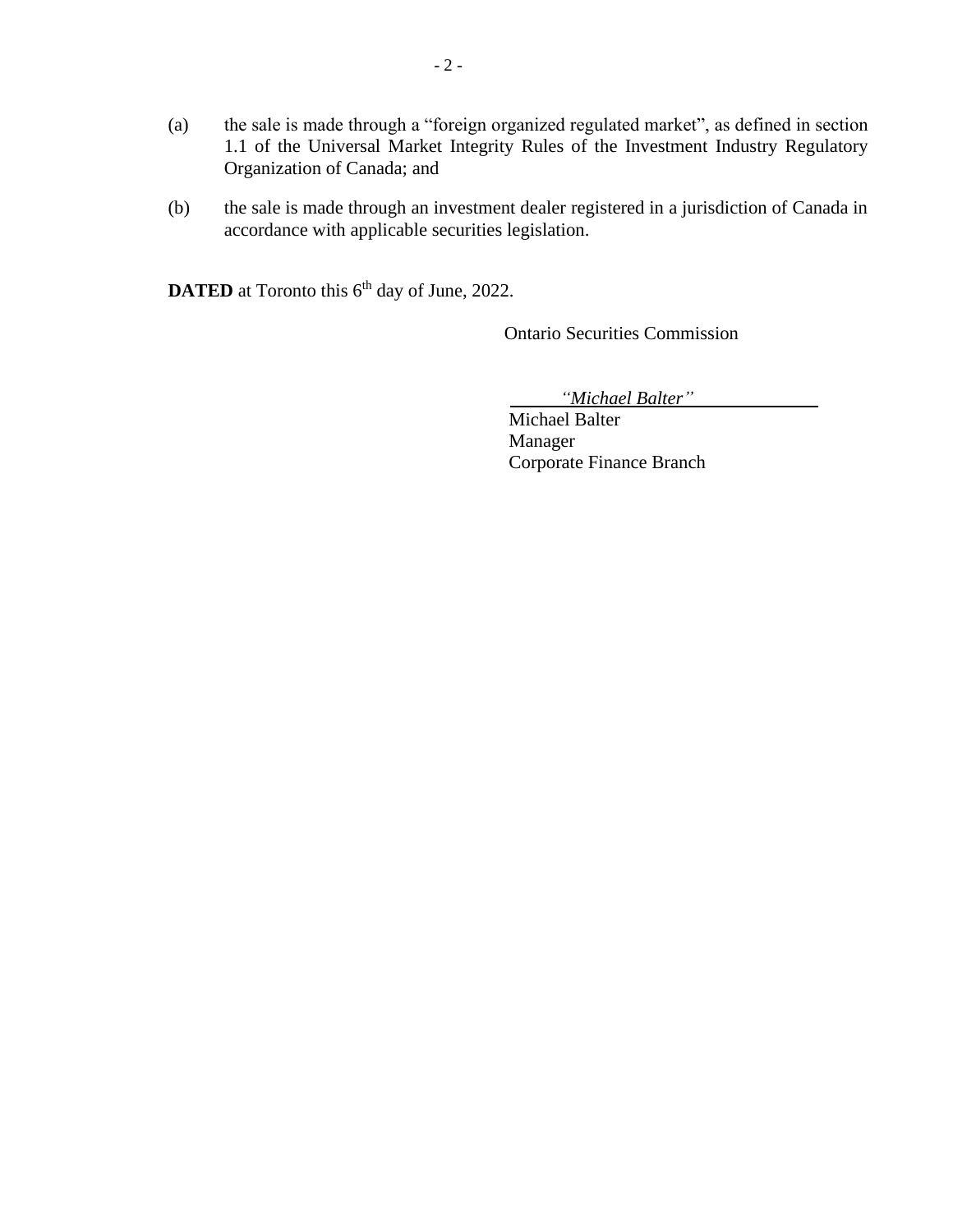(a) the sale is made through a "foreign organized regulated market", as defined in section 1.1 of the Universal Market Integrity Rules of the Investment Industry Regulatory Organization of Canada; and

(b) the sale is made through an investment dealer registered in a jurisdiction of Canada in accordance with applicable securities legislation.

**DATED** at Toronto this 6th day of June, 2022.

Ontario Securities Commission

*"Michael Balter"*

Michael Balter
Manager
Corporate Finance Branch